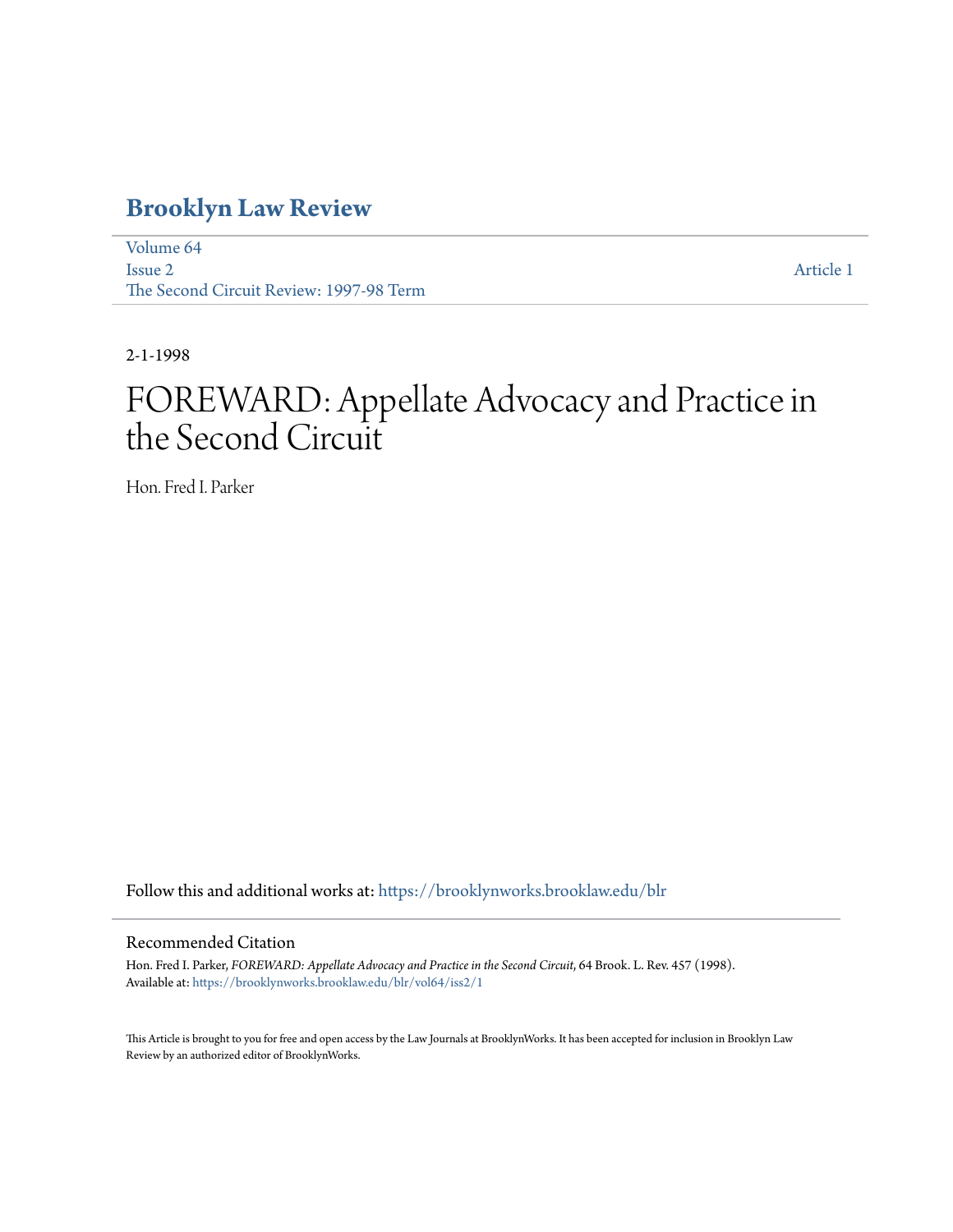# Brooklyn Law Review

Volume 64
Issue 2
The Second Circuit Review: 1997-98 Term

Article 1

2-1-1998

# FOREWARD: Appellate Advocacy and Practice in the Second Circuit

Hon. Fred I. Parker

Follow this and additional works at: https://brooklynworks.brooklaw.edu/blr

## Recommended Citation

Hon. Fred I. Parker, *FOREWARD: Appellate Advocacy and Practice in the Second Circuit*, 64 Brook. L. Rev. 457 (1998).
Available at: https://brooklynworks.brooklaw.edu/blr/vol64/iss2/1

This Article is brought to you for free and open access by the Law Journals at BrooklynWorks. It has been accepted for inclusion in Brooklyn Law Review by an authorized editor of BrooklynWorks.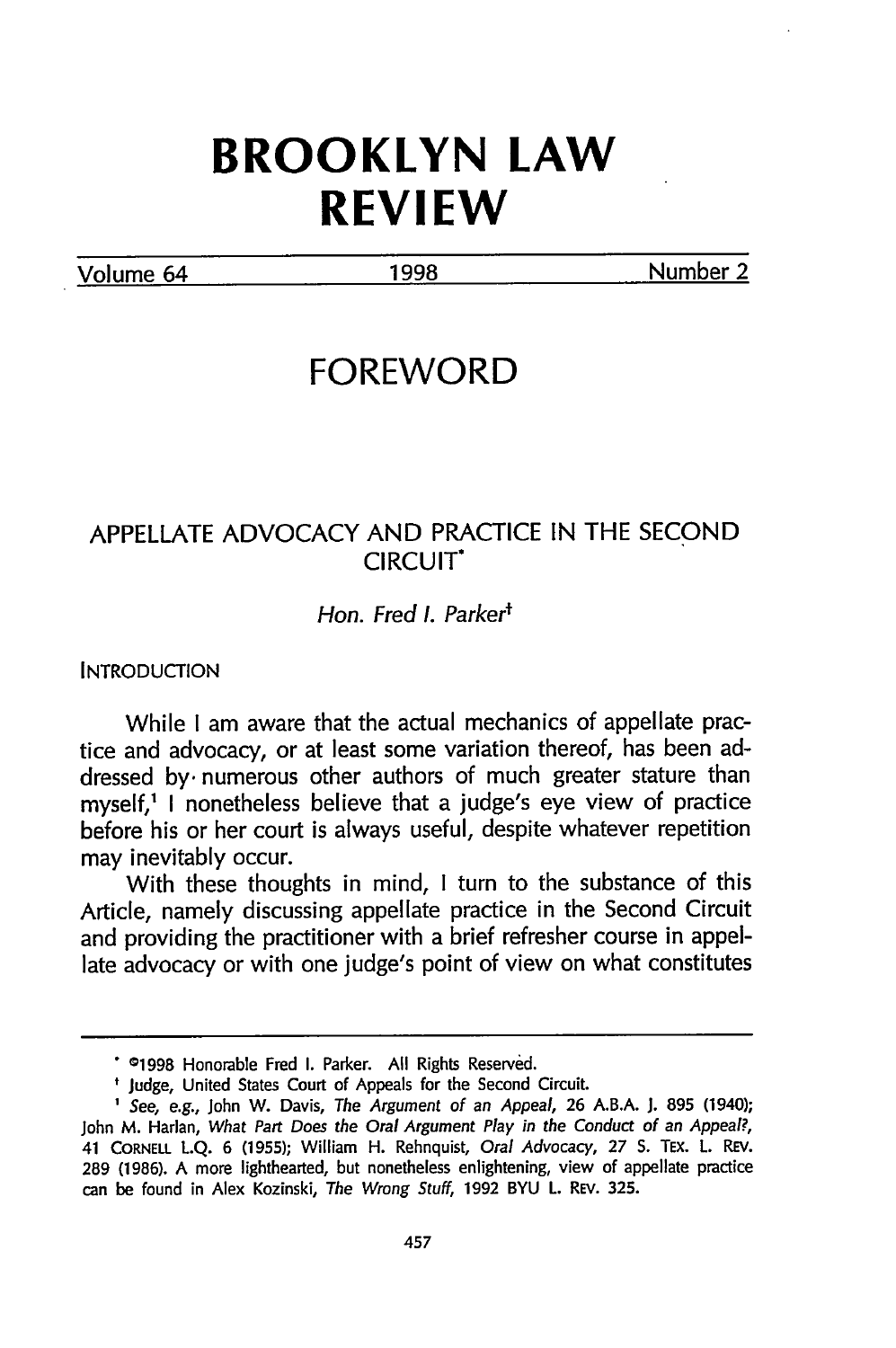# BROOKLYN LAW REVIEW

Volume 64 — 1998 — Number 2

# FOREWORD

## APPELLATE ADVOCACY AND PRACTICE IN THE SECOND CIRCUIT*

*Hon. Fred I. Parker*†

INTRODUCTION

While I am aware that the actual mechanics of appellate practice and advocacy, or at least some variation thereof, has been addressed by numerous other authors of much greater stature than myself,[1] I nonetheless believe that a judge's eye view of practice before his or her court is always useful, despite whatever repetition may inevitably occur.

With these thoughts in mind, I turn to the substance of this Article, namely discussing appellate practice in the Second Circuit and providing the practitioner with a brief refresher course in appellate advocacy or with one judge's point of view on what constitutes

---

* ©1998 Honorable Fred I. Parker. All Rights Reserved.

† Judge, United States Court of Appeals for the Second Circuit.

[1] *See, e.g.*, John W. Davis, *The Argument of an Appeal*, 26 A.B.A. J. 895 (1940); John M. Harlan, *What Part Does the Oral Argument Play in the Conduct of an Appeal?*, 41 CORNELL L.Q. 6 (1955); William H. Rehnquist, *Oral Advocacy*, 27 S. TEX. L. REV. 289 (1986). A more lighthearted, but nonetheless enlightening, view of appellate practice can be found in Alex Kozinski, *The Wrong Stuff*, 1992 BYU L. REV. 325.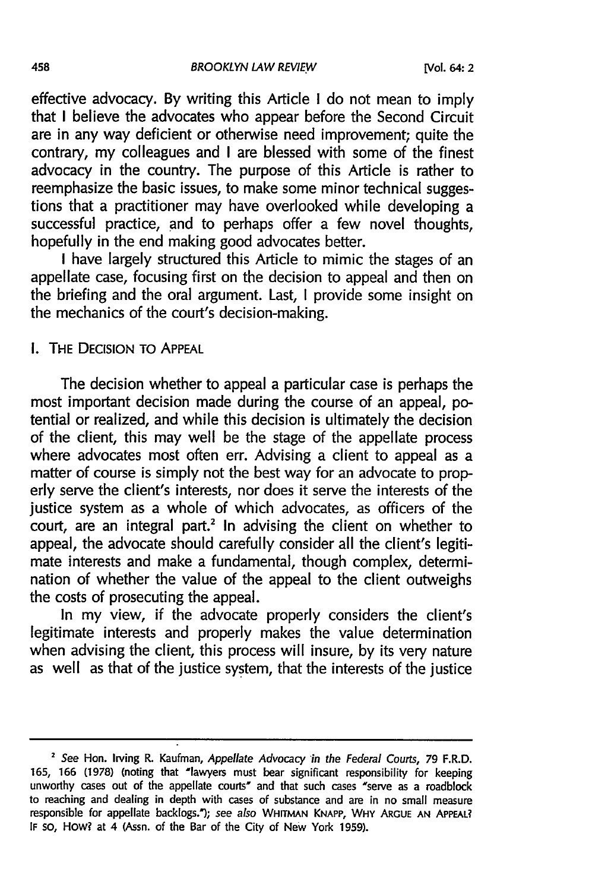effective advocacy. By writing this Article I do not mean to imply that I believe the advocates who appear before the Second Circuit are in any way deficient or otherwise need improvement; quite the contrary, my colleagues and I are blessed with some of the finest advocacy in the country. The purpose of this Article is rather to reemphasize the basic issues, to make some minor technical suggestions that a practitioner may have overlooked while developing a successful practice, and to perhaps offer a few novel thoughts, hopefully in the end making good advocates better.

I have largely structured this Article to mimic the stages of an appellate case, focusing first on the decision to appeal and then on the briefing and the oral argument. Last, I provide some insight on the mechanics of the court's decision-making.

## I. THE DECISION TO APPEAL

The decision whether to appeal a particular case is perhaps the most important decision made during the course of an appeal, potential or realized, and while this decision is ultimately the decision of the client, this may well be the stage of the appellate process where advocates most often err. Advising a client to appeal as a matter of course is simply not the best way for an advocate to properly serve the client's interests, nor does it serve the interests of the justice system as a whole of which advocates, as officers of the court, are an integral part.[2] In advising the client on whether to appeal, the advocate should carefully consider all the client's legitimate interests and make a fundamental, though complex, determination of whether the value of the appeal to the client outweighs the costs of prosecuting the appeal.

In my view, if the advocate properly considers the client's legitimate interests and properly makes the value determination when advising the client, this process will insure, by its very nature as well as that of the justice system, that the interests of the justice

---

[2] *See* Hon. Irving R. Kaufman, *Appellate Advocacy in the Federal Courts*, 79 F.R.D. 165, 166 (1978) (noting that "lawyers must bear significant responsibility for keeping unworthy cases out of the appellate courts" and that such cases "serve as a roadblock to reaching and dealing in depth with cases of substance and are in no small measure responsible for appellate backlogs."); *see also* WHITMAN KNAPP, WHY ARGUE AN APPEAL? IF SO, HOW? at 4 (Assn. of the Bar of the City of New York 1959).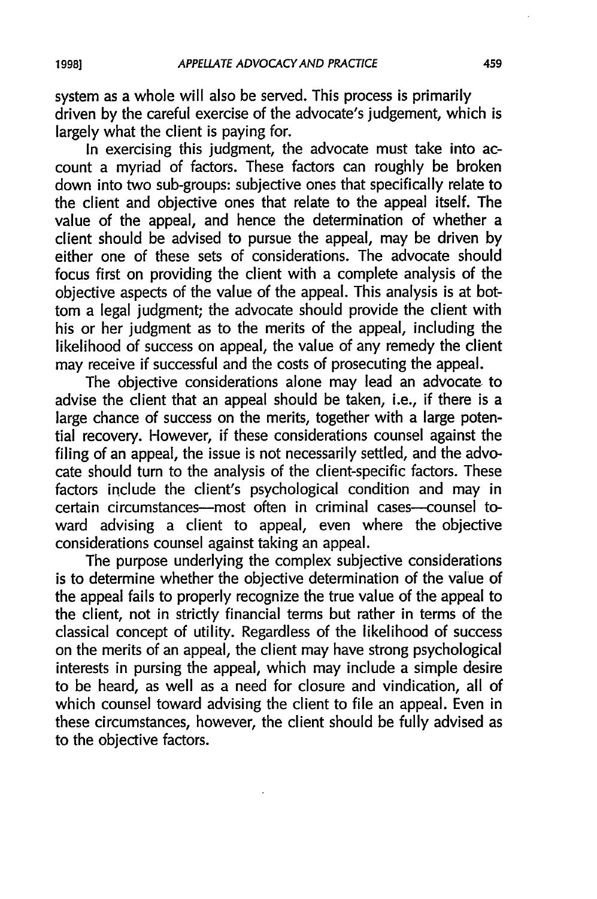system as a whole will also be served. This process is primarily driven by the careful exercise of the advocate's judgement, which is largely what the client is paying for.

In exercising this judgment, the advocate must take into account a myriad of factors. These factors can roughly be broken down into two sub-groups: subjective ones that specifically relate to the client and objective ones that relate to the appeal itself. The value of the appeal, and hence the determination of whether a client should be advised to pursue the appeal, may be driven by either one of these sets of considerations. The advocate should focus first on providing the client with a complete analysis of the objective aspects of the value of the appeal. This analysis is at bottom a legal judgment; the advocate should provide the client with his or her judgment as to the merits of the appeal, including the likelihood of success on appeal, the value of any remedy the client may receive if successful and the costs of prosecuting the appeal.

The objective considerations alone may lead an advocate to advise the client that an appeal should be taken, i.e., if there is a large chance of success on the merits, together with a large potential recovery. However, if these considerations counsel against the filing of an appeal, the issue is not necessarily settled, and the advocate should turn to the analysis of the client-specific factors. These factors include the client's psychological condition and may in certain circumstances—most often in criminal cases—counsel toward advising a client to appeal, even where the objective considerations counsel against taking an appeal.

The purpose underlying the complex subjective considerations is to determine whether the objective determination of the value of the appeal fails to properly recognize the true value of the appeal to the client, not in strictly financial terms but rather in terms of the classical concept of utility. Regardless of the likelihood of success on the merits of an appeal, the client may have strong psychological interests in pursing the appeal, which may include a simple desire to be heard, as well as a need for closure and vindication, all of which counsel toward advising the client to file an appeal. Even in these circumstances, however, the client should be fully advised as to the objective factors.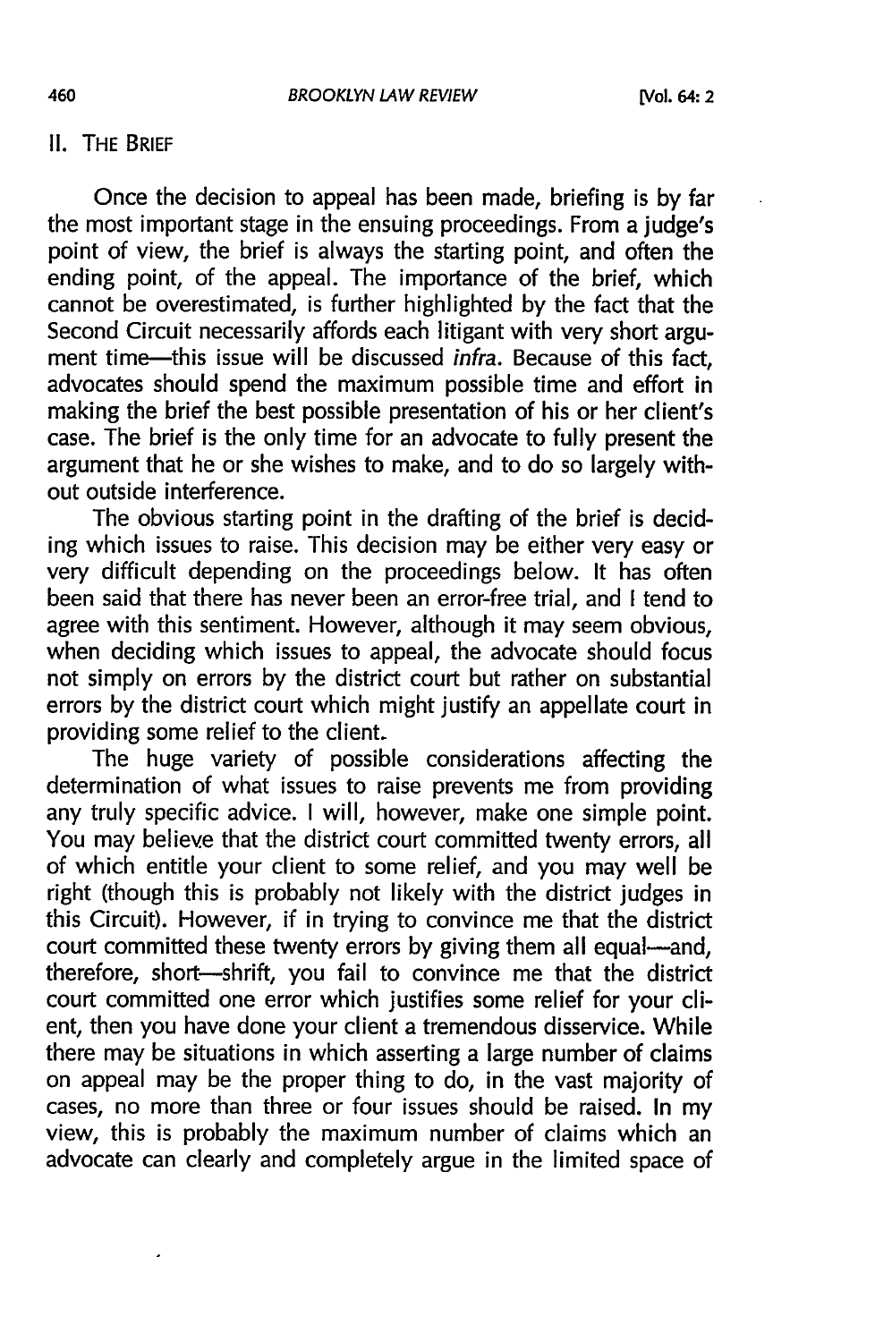## II. The Brief

Once the decision to appeal has been made, briefing is by far the most important stage in the ensuing proceedings. From a judge's point of view, the brief is always the starting point, and often the ending point, of the appeal. The importance of the brief, which cannot be overestimated, is further highlighted by the fact that the Second Circuit necessarily affords each litigant with very short argument time—this issue will be discussed *infra*. Because of this fact, advocates should spend the maximum possible time and effort in making the brief the best possible presentation of his or her client's case. The brief is the only time for an advocate to fully present the argument that he or she wishes to make, and to do so largely without outside interference.

The obvious starting point in the drafting of the brief is deciding which issues to raise. This decision may be either very easy or very difficult depending on the proceedings below. It has often been said that there has never been an error-free trial, and I tend to agree with this sentiment. However, although it may seem obvious, when deciding which issues to appeal, the advocate should focus not simply on errors by the district court but rather on substantial errors by the district court which might justify an appellate court in providing some relief to the client.

The huge variety of possible considerations affecting the determination of what issues to raise prevents me from providing any truly specific advice. I will, however, make one simple point. You may believe that the district court committed twenty errors, all of which entitle your client to some relief, and you may well be right (though this is probably not likely with the district judges in this Circuit). However, if in trying to convince me that the district court committed these twenty errors by giving them all equal—and, therefore, short—shrift, you fail to convince me that the district court committed one error which justifies some relief for your client, then you have done your client a tremendous disservice. While there may be situations in which asserting a large number of claims on appeal may be the proper thing to do, in the vast majority of cases, no more than three or four issues should be raised. In my view, this is probably the maximum number of claims which an advocate can clearly and completely argue in the limited space of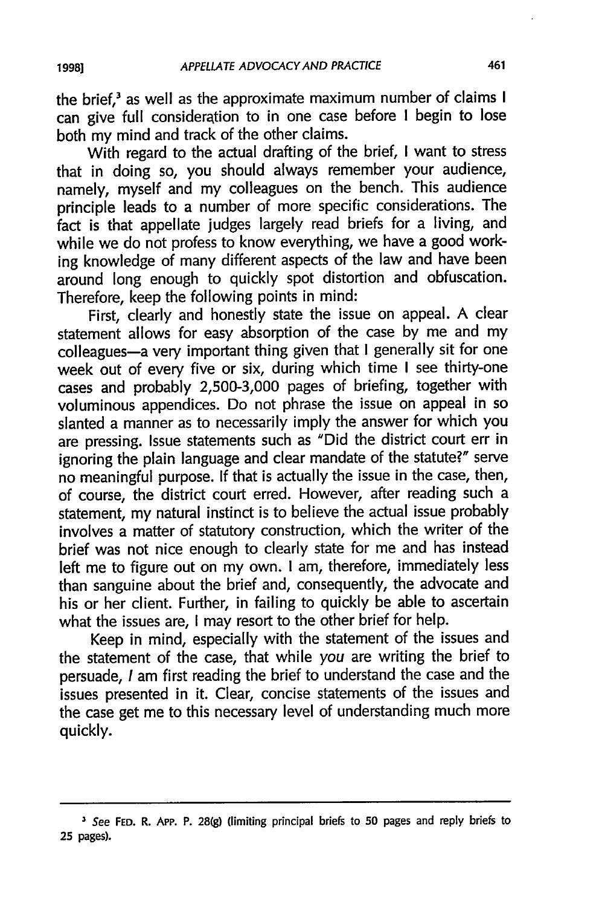the brief,[3] as well as the approximate maximum number of claims I can give full consideration to in one case before I begin to lose both my mind and track of the other claims.

With regard to the actual drafting of the brief, I want to stress that in doing so, you should always remember your audience, namely, myself and my colleagues on the bench. This audience principle leads to a number of more specific considerations. The fact is that appellate judges largely read briefs for a living, and while we do not profess to know everything, we have a good working knowledge of many different aspects of the law and have been around long enough to quickly spot distortion and obfuscation. Therefore, keep the following points in mind:

First, clearly and honestly state the issue on appeal. A clear statement allows for easy absorption of the case by me and my colleagues—a very important thing given that I generally sit for one week out of every five or six, during which time I see thirty-one cases and probably 2,500-3,000 pages of briefing, together with voluminous appendices. Do not phrase the issue on appeal in so slanted a manner as to necessarily imply the answer for which you are pressing. Issue statements such as "Did the district court err in ignoring the plain language and clear mandate of the statute?" serve no meaningful purpose. If that is actually the issue in the case, then, of course, the district court erred. However, after reading such a statement, my natural instinct is to believe the actual issue probably involves a matter of statutory construction, which the writer of the brief was not nice enough to clearly state for me and has instead left me to figure out on my own. I am, therefore, immediately less than sanguine about the brief and, consequently, the advocate and his or her client. Further, in failing to quickly be able to ascertain what the issues are, I may resort to the other brief for help.

Keep in mind, especially with the statement of the issues and the statement of the case, that while *you* are writing the brief to persuade, *I* am first reading the brief to understand the case and the issues presented in it. Clear, concise statements of the issues and the case get me to this necessary level of understanding much more quickly.

---

[3] *See* FED. R. APP. P. 28(g) (limiting principal briefs to 50 pages and reply briefs to 25 pages).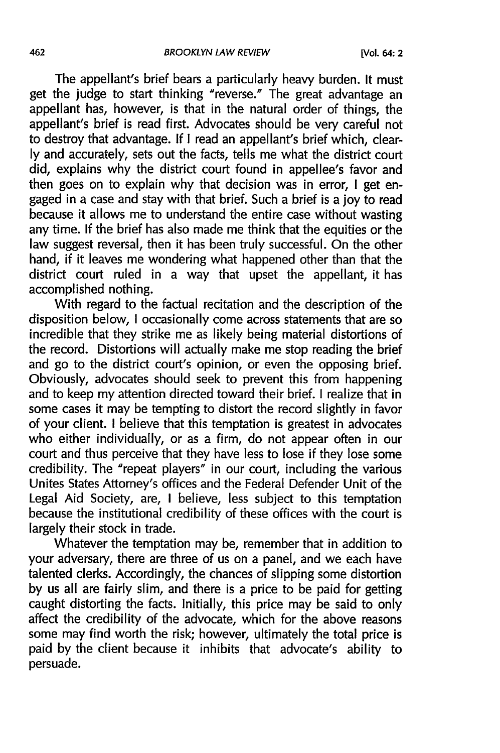The appellant's brief bears a particularly heavy burden. It must get the judge to start thinking "reverse." The great advantage an appellant has, however, is that in the natural order of things, the appellant's brief is read first. Advocates should be very careful not to destroy that advantage. If I read an appellant's brief which, clearly and accurately, sets out the facts, tells me what the district court did, explains why the district court found in appellee's favor and then goes on to explain why that decision was in error, I get engaged in a case and stay with that brief. Such a brief is a joy to read because it allows me to understand the entire case without wasting any time. If the brief has also made me think that the equities or the law suggest reversal, then it has been truly successful. On the other hand, if it leaves me wondering what happened other than that the district court ruled in a way that upset the appellant, it has accomplished nothing.

With regard to the factual recitation and the description of the disposition below, I occasionally come across statements that are so incredible that they strike me as likely being material distortions of the record. Distortions will actually make me stop reading the brief and go to the district court's opinion, or even the opposing brief. Obviously, advocates should seek to prevent this from happening and to keep my attention directed toward their brief. I realize that in some cases it may be tempting to distort the record slightly in favor of your client. I believe that this temptation is greatest in advocates who either individually, or as a firm, do not appear often in our court and thus perceive that they have less to lose if they lose some credibility. The "repeat players" in our court, including the various Unites States Attorney's offices and the Federal Defender Unit of the Legal Aid Society, are, I believe, less subject to this temptation because the institutional credibility of these offices with the court is largely their stock in trade.

Whatever the temptation may be, remember that in addition to your adversary, there are three of us on a panel, and we each have talented clerks. Accordingly, the chances of slipping some distortion by us all are fairly slim, and there is a price to be paid for getting caught distorting the facts. Initially, this price may be said to only affect the credibility of the advocate, which for the above reasons some may find worth the risk; however, ultimately the total price is paid by the client because it inhibits that advocate's ability to persuade.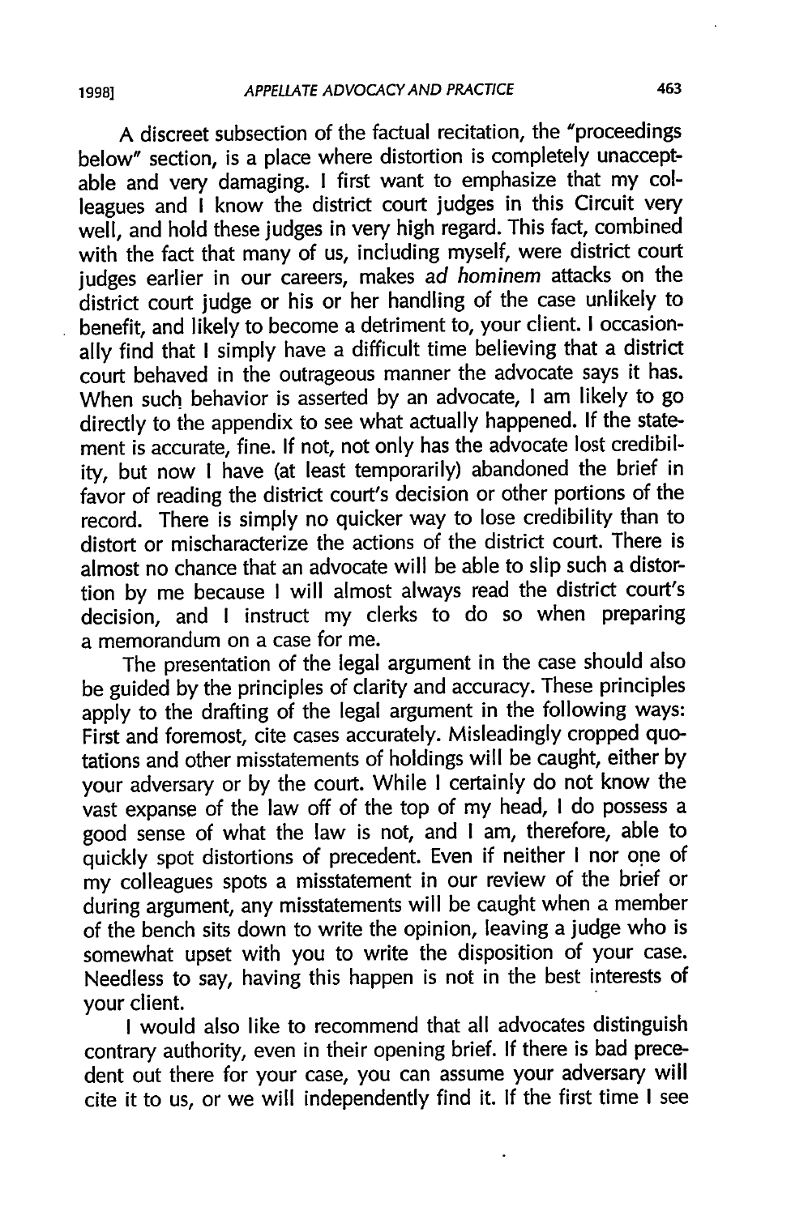A discreet subsection of the factual recitation, the "proceedings below" section, is a place where distortion is completely unacceptable and very damaging. I first want to emphasize that my colleagues and I know the district court judges in this Circuit very well, and hold these judges in very high regard. This fact, combined with the fact that many of us, including myself, were district court judges earlier in our careers, makes *ad hominem* attacks on the district court judge or his or her handling of the case unlikely to benefit, and likely to become a detriment to, your client. I occasionally find that I simply have a difficult time believing that a district court behaved in the outrageous manner the advocate says it has. When such behavior is asserted by an advocate, I am likely to go directly to the appendix to see what actually happened. If the statement is accurate, fine. If not, not only has the advocate lost credibility, but now I have (at least temporarily) abandoned the brief in favor of reading the district court's decision or other portions of the record. There is simply no quicker way to lose credibility than to distort or mischaracterize the actions of the district court. There is almost no chance that an advocate will be able to slip such a distortion by me because I will almost always read the district court's decision, and I instruct my clerks to do so when preparing a memorandum on a case for me.

The presentation of the legal argument in the case should also be guided by the principles of clarity and accuracy. These principles apply to the drafting of the legal argument in the following ways: First and foremost, cite cases accurately. Misleadingly cropped quotations and other misstatements of holdings will be caught, either by your adversary or by the court. While I certainly do not know the vast expanse of the law off of the top of my head, I do possess a good sense of what the law is not, and I am, therefore, able to quickly spot distortions of precedent. Even if neither I nor one of my colleagues spots a misstatement in our review of the brief or during argument, any misstatements will be caught when a member of the bench sits down to write the opinion, leaving a judge who is somewhat upset with you to write the disposition of your case. Needless to say, having this happen is not in the best interests of your client.

I would also like to recommend that all advocates distinguish contrary authority, even in their opening brief. If there is bad precedent out there for your case, you can assume your adversary will cite it to us, or we will independently find it. If the first time I see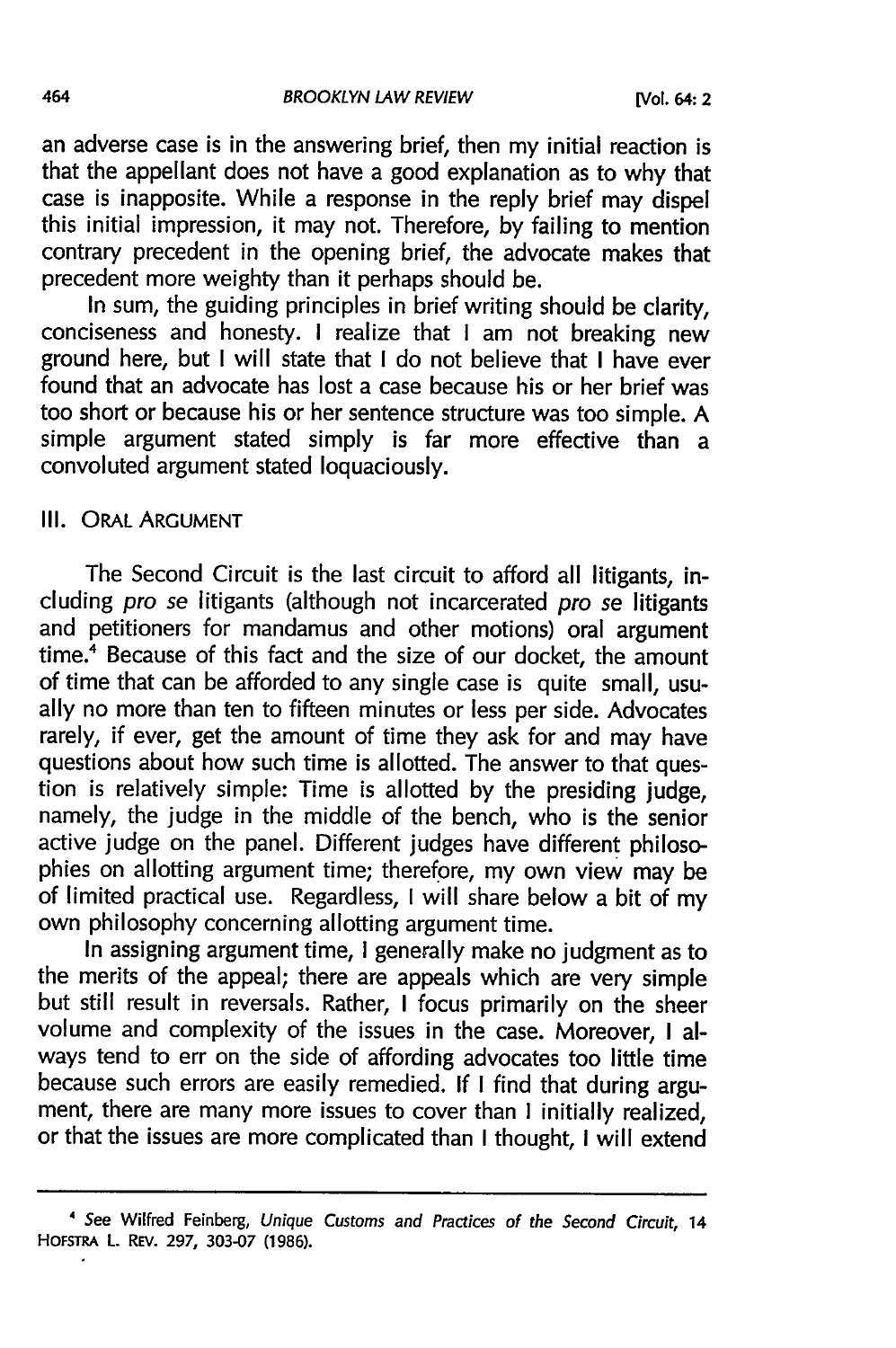an adverse case is in the answering brief, then my initial reaction is that the appellant does not have a good explanation as to why that case is inapposite. While a response in the reply brief may dispel this initial impression, it may not. Therefore, by failing to mention contrary precedent in the opening brief, the advocate makes that precedent more weighty than it perhaps should be.

In sum, the guiding principles in brief writing should be clarity, conciseness and honesty. I realize that I am not breaking new ground here, but I will state that I do not believe that I have ever found that an advocate has lost a case because his or her brief was too short or because his or her sentence structure was too simple. A simple argument stated simply is far more effective than a convoluted argument stated loquaciously.

## III. ORAL ARGUMENT

The Second Circuit is the last circuit to afford all litigants, including *pro se* litigants (although not incarcerated *pro se* litigants and petitioners for mandamus and other motions) oral argument time.[4] Because of this fact and the size of our docket, the amount of time that can be afforded to any single case is quite small, usually no more than ten to fifteen minutes or less per side. Advocates rarely, if ever, get the amount of time they ask for and may have questions about how such time is allotted. The answer to that question is relatively simple: Time is allotted by the presiding judge, namely, the judge in the middle of the bench, who is the senior active judge on the panel. Different judges have different philosophies on allotting argument time; therefore, my own view may be of limited practical use. Regardless, I will share below a bit of my own philosophy concerning allotting argument time.

In assigning argument time, I generally make no judgment as to the merits of the appeal; there are appeals which are very simple but still result in reversals. Rather, I focus primarily on the sheer volume and complexity of the issues in the case. Moreover, I always tend to err on the side of affording advocates too little time because such errors are easily remedied. If I find that during argument, there are many more issues to cover than I initially realized, or that the issues are more complicated than I thought, I will extend

---

[4] *See* Wilfred Feinberg, *Unique Customs and Practices of the Second Circuit*, 14 HOFSTRA L. REV. 297, 303-07 (1986).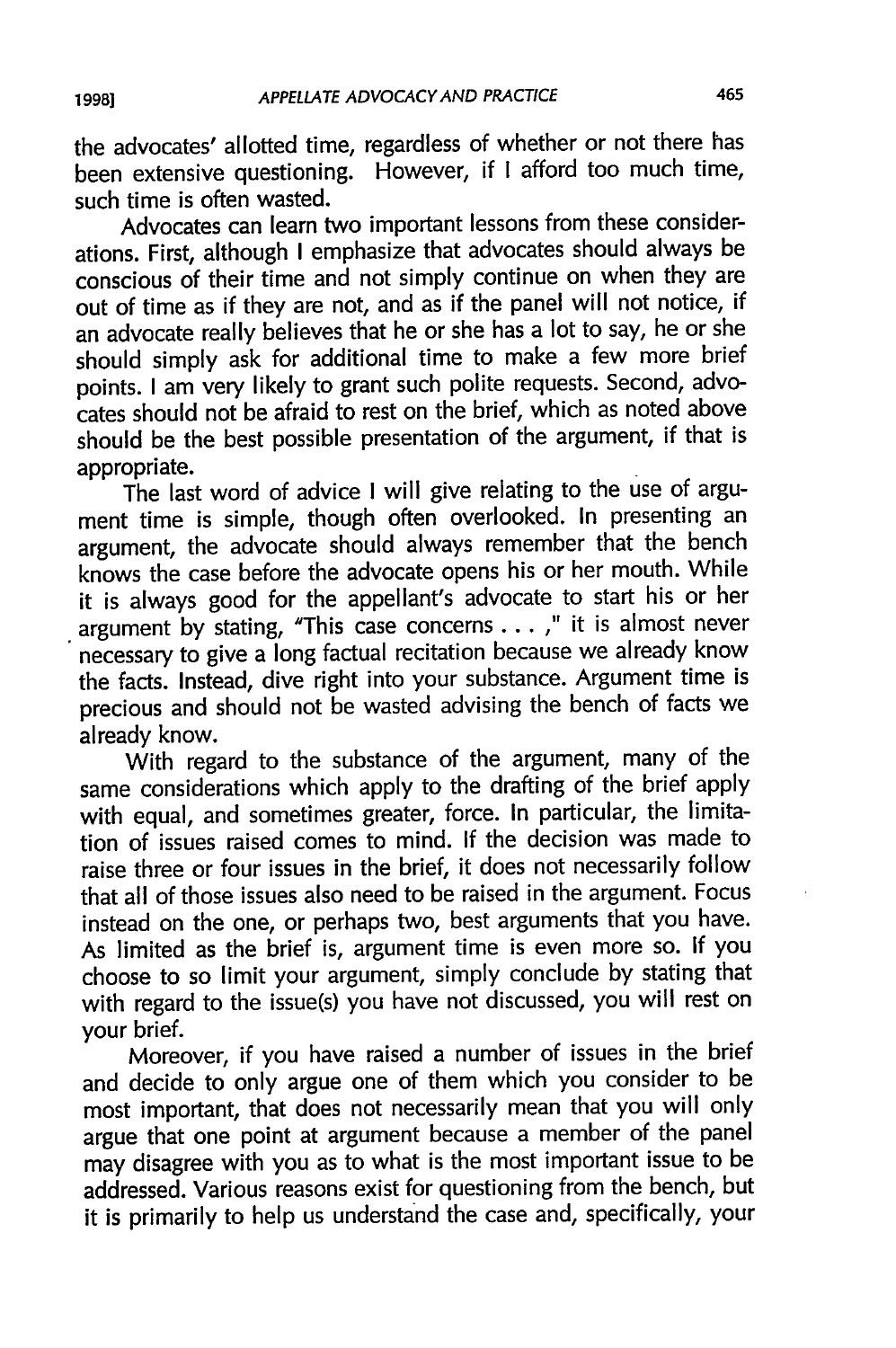the advocates' allotted time, regardless of whether or not there has been extensive questioning. However, if I afford too much time, such time is often wasted.

Advocates can learn two important lessons from these considerations. First, although I emphasize that advocates should always be conscious of their time and not simply continue on when they are out of time as if they are not, and as if the panel will not notice, if an advocate really believes that he or she has a lot to say, he or she should simply ask for additional time to make a few more brief points. I am very likely to grant such polite requests. Second, advocates should not be afraid to rest on the brief, which as noted above should be the best possible presentation of the argument, if that is appropriate.

The last word of advice I will give relating to the use of argument time is simple, though often overlooked. In presenting an argument, the advocate should always remember that the bench knows the case before the advocate opens his or her mouth. While it is always good for the appellant's advocate to start his or her argument by stating, "This case concerns . . . ," it is almost never necessary to give a long factual recitation because we already know the facts. Instead, dive right into your substance. Argument time is precious and should not be wasted advising the bench of facts we already know.

With regard to the substance of the argument, many of the same considerations which apply to the drafting of the brief apply with equal, and sometimes greater, force. In particular, the limitation of issues raised comes to mind. If the decision was made to raise three or four issues in the brief, it does not necessarily follow that all of those issues also need to be raised in the argument. Focus instead on the one, or perhaps two, best arguments that you have. As limited as the brief is, argument time is even more so. If you choose to so limit your argument, simply conclude by stating that with regard to the issue(s) you have not discussed, you will rest on your brief.

Moreover, if you have raised a number of issues in the brief and decide to only argue one of them which you consider to be most important, that does not necessarily mean that you will only argue that one point at argument because a member of the panel may disagree with you as to what is the most important issue to be addressed. Various reasons exist for questioning from the bench, but it is primarily to help us understand the case and, specifically, your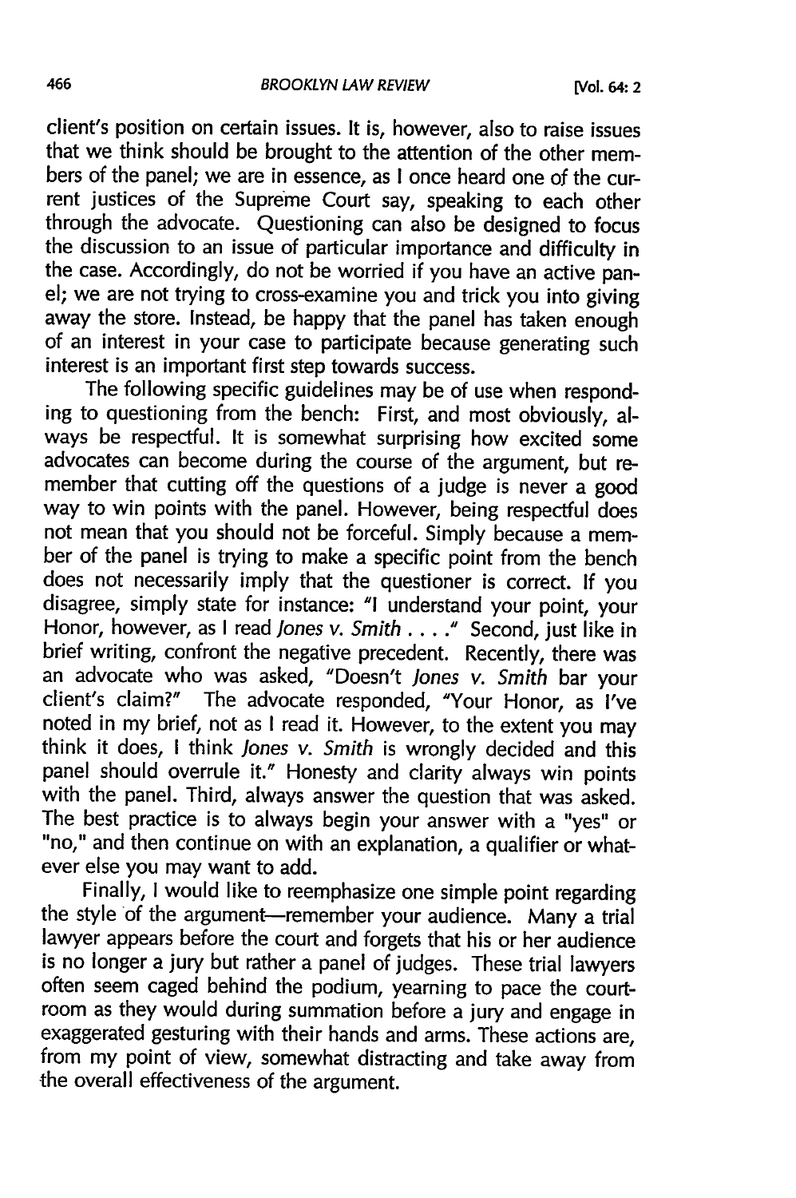client's position on certain issues. It is, however, also to raise issues that we think should be brought to the attention of the other members of the panel; we are in essence, as I once heard one of the current justices of the Supreme Court say, speaking to each other through the advocate. Questioning can also be designed to focus the discussion to an issue of particular importance and difficulty in the case. Accordingly, do not be worried if you have an active panel; we are not trying to cross-examine you and trick you into giving away the store. Instead, be happy that the panel has taken enough of an interest in your case to participate because generating such interest is an important first step towards success.

The following specific guidelines may be of use when responding to questioning from the bench: First, and most obviously, always be respectful. It is somewhat surprising how excited some advocates can become during the course of the argument, but remember that cutting off the questions of a judge is never a good way to win points with the panel. However, being respectful does not mean that you should not be forceful. Simply because a member of the panel is trying to make a specific point from the bench does not necessarily imply that the questioner is correct. If you disagree, simply state for instance: "I understand your point, your Honor, however, as I read *Jones v. Smith* . . . ." Second, just like in brief writing, confront the negative precedent. Recently, there was an advocate who was asked, "Doesn't *Jones v. Smith* bar your client's claim?" The advocate responded, "Your Honor, as I've noted in my brief, not as I read it. However, to the extent you may think it does, I think *Jones v. Smith* is wrongly decided and this panel should overrule it." Honesty and clarity always win points with the panel. Third, always answer the question that was asked. The best practice is to always begin your answer with a "yes" or "no," and then continue on with an explanation, a qualifier or whatever else you may want to add.

Finally, I would like to reemphasize one simple point regarding the style of the argument—remember your audience. Many a trial lawyer appears before the court and forgets that his or her audience is no longer a jury but rather a panel of judges. These trial lawyers often seem caged behind the podium, yearning to pace the courtroom as they would during summation before a jury and engage in exaggerated gesturing with their hands and arms. These actions are, from my point of view, somewhat distracting and take away from the overall effectiveness of the argument.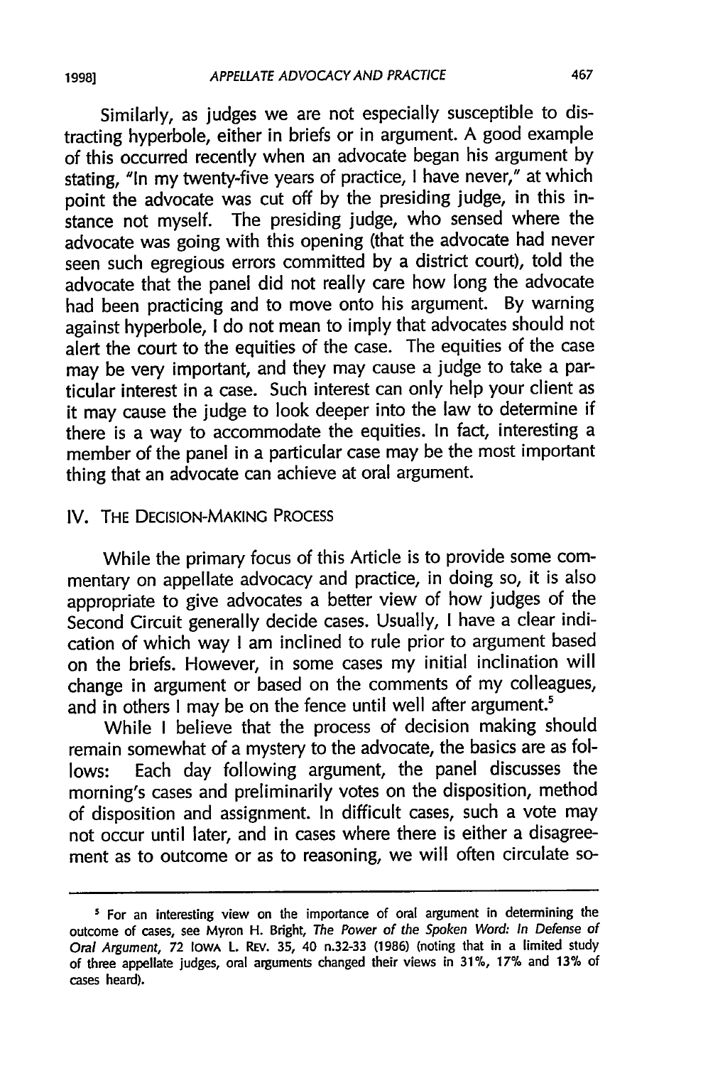Similarly, as judges we are not especially susceptible to distracting hyperbole, either in briefs or in argument. A good example of this occurred recently when an advocate began his argument by stating, "In my twenty-five years of practice, I have never," at which point the advocate was cut off by the presiding judge, in this instance not myself. The presiding judge, who sensed where the advocate was going with this opening (that the advocate had never seen such egregious errors committed by a district court), told the advocate that the panel did not really care how long the advocate had been practicing and to move onto his argument. By warning against hyperbole, I do not mean to imply that advocates should not alert the court to the equities of the case. The equities of the case may be very important, and they may cause a judge to take a particular interest in a case. Such interest can only help your client as it may cause the judge to look deeper into the law to determine if there is a way to accommodate the equities. In fact, interesting a member of the panel in a particular case may be the most important thing that an advocate can achieve at oral argument.

## IV. The Decision-Making Process

While the primary focus of this Article is to provide some commentary on appellate advocacy and practice, in doing so, it is also appropriate to give advocates a better view of how judges of the Second Circuit generally decide cases. Usually, I have a clear indication of which way I am inclined to rule prior to argument based on the briefs. However, in some cases my initial inclination will change in argument or based on the comments of my colleagues, and in others I may be on the fence until well after argument.[5]

While I believe that the process of decision making should remain somewhat of a mystery to the advocate, the basics are as follows: Each day following argument, the panel discusses the morning's cases and preliminarily votes on the disposition, method of disposition and assignment. In difficult cases, such a vote may not occur until later, and in cases where there is either a disagreement as to outcome or as to reasoning, we will often circulate so-

---

[5] For an interesting view on the importance of oral argument in determining the outcome of cases, see Myron H. Bright, *The Power of the Spoken Word: In Defense of Oral Argument*, 72 Iowa L. Rev. 35, 40 n.32-33 (1986) (noting that in a limited study of three appellate judges, oral arguments changed their views in 31%, 17% and 13% of cases heard).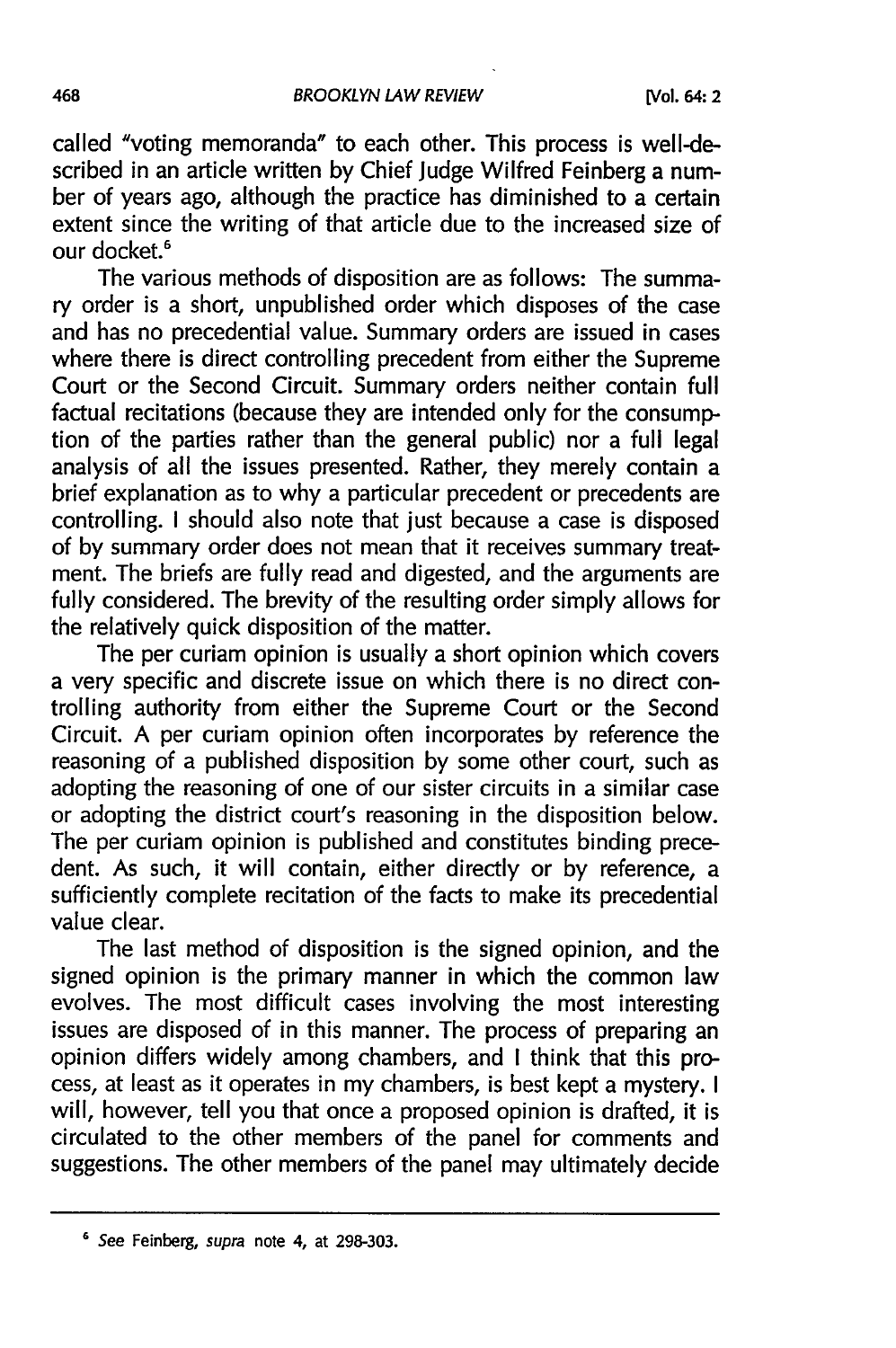called "voting memoranda" to each other. This process is well-described in an article written by Chief Judge Wilfred Feinberg a number of years ago, although the practice has diminished to a certain extent since the writing of that article due to the increased size of our docket.[6]

The various methods of disposition are as follows: The summary order is a short, unpublished order which disposes of the case and has no precedential value. Summary orders are issued in cases where there is direct controlling precedent from either the Supreme Court or the Second Circuit. Summary orders neither contain full factual recitations (because they are intended only for the consumption of the parties rather than the general public) nor a full legal analysis of all the issues presented. Rather, they merely contain a brief explanation as to why a particular precedent or precedents are controlling. I should also note that just because a case is disposed of by summary order does not mean that it receives summary treatment. The briefs are fully read and digested, and the arguments are fully considered. The brevity of the resulting order simply allows for the relatively quick disposition of the matter.

The per curiam opinion is usually a short opinion which covers a very specific and discrete issue on which there is no direct controlling authority from either the Supreme Court or the Second Circuit. A per curiam opinion often incorporates by reference the reasoning of a published disposition by some other court, such as adopting the reasoning of one of our sister circuits in a similar case or adopting the district court's reasoning in the disposition below. The per curiam opinion is published and constitutes binding precedent. As such, it will contain, either directly or by reference, a sufficiently complete recitation of the facts to make its precedential value clear.

The last method of disposition is the signed opinion, and the signed opinion is the primary manner in which the common law evolves. The most difficult cases involving the most interesting issues are disposed of in this manner. The process of preparing an opinion differs widely among chambers, and I think that this process, at least as it operates in my chambers, is best kept a mystery. I will, however, tell you that once a proposed opinion is drafted, it is circulated to the other members of the panel for comments and suggestions. The other members of the panel may ultimately decide

---

[6] *See* Feinberg, *supra* note 4, at 298-303.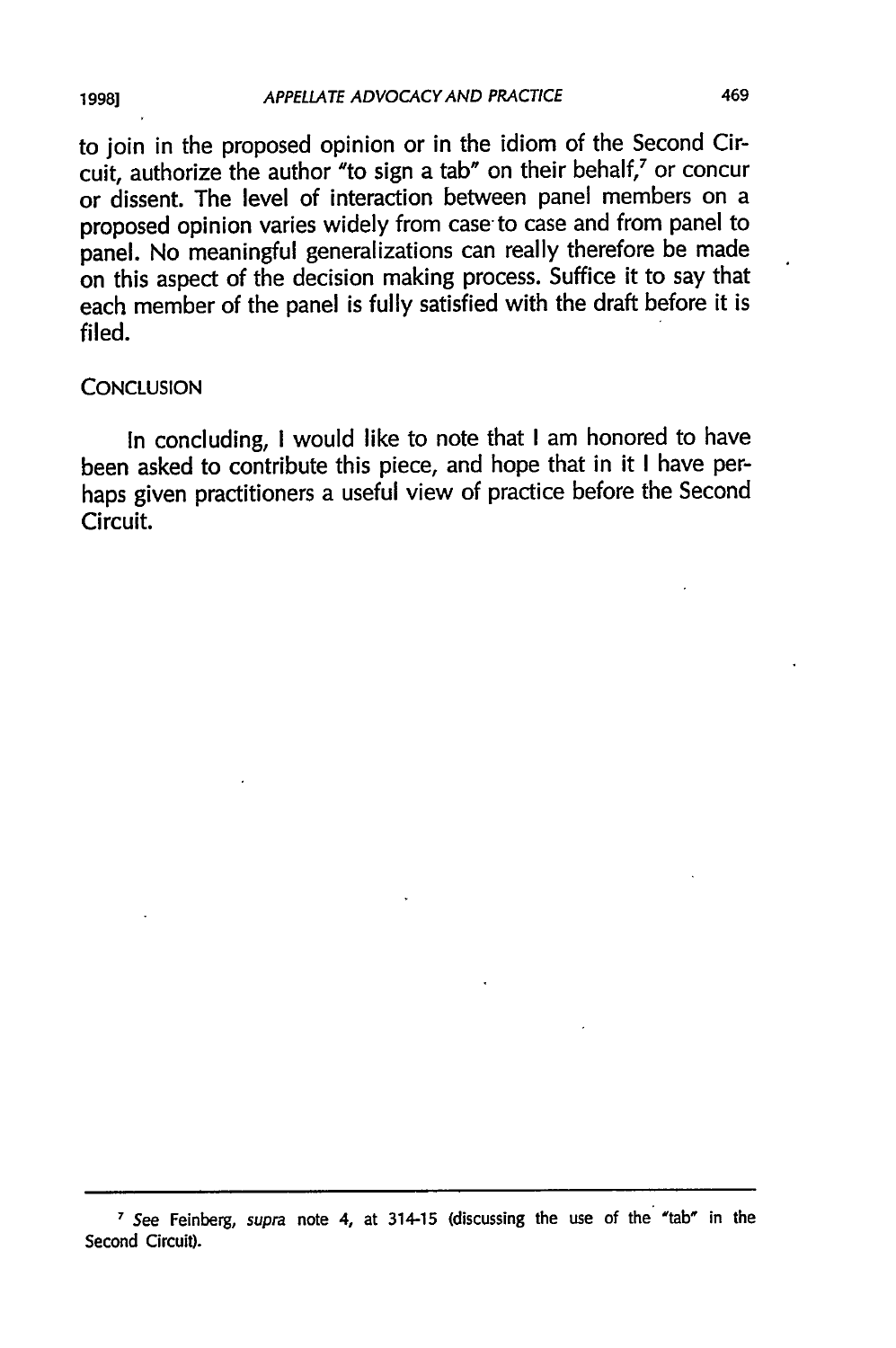to join in the proposed opinion or in the idiom of the Second Circuit, authorize the author "to sign a tab" on their behalf,[7] or concur or dissent. The level of interaction between panel members on a proposed opinion varies widely from case to case and from panel to panel. No meaningful generalizations can really therefore be made on this aspect of the decision making process. Suffice it to say that each member of the panel is fully satisfied with the draft before it is filed.

## CONCLUSION

In concluding, I would like to note that I am honored to have been asked to contribute this piece, and hope that in it I have perhaps given practitioners a useful view of practice before the Second Circuit.

---

[7] *See* Feinberg, *supra* note 4, at 314-15 (discussing the use of the "tab" in the Second Circuit).